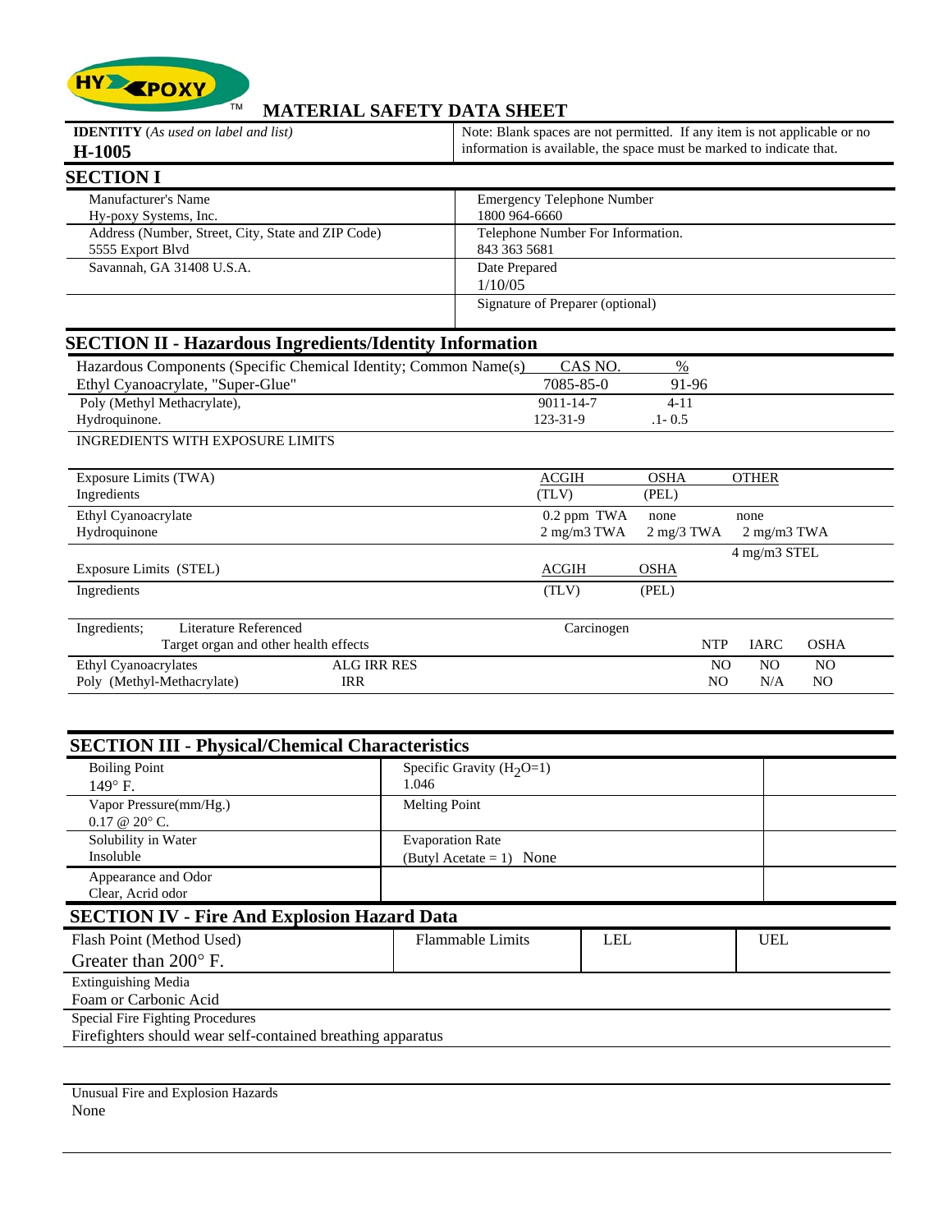HY-POXY™

# MATERIAL SAFETY DATA SHEET

| **IDENTITY** (*As used on label and list*) | Note: Blank spaces are not permitted. If any item is not applicable or no information is available, the space must be marked to indicate that. |
|---|---|
| **H-1005** | |

## SECTION I

| | |
|---|---|
| Manufacturer's Name<br>Hy-poxy Systems, Inc. | Emergency Telephone Number<br>1800 964-6660 |
| Address (Number, Street, City, State and ZIP Code)<br>5555 Export Blvd | Telephone Number For Information.<br>843 363 5681 |
| Savannah, GA 31408 U.S.A. | Date Prepared<br>1/10/05 |
| | Signature of Preparer (optional) |

## SECTION II - Hazardous Ingredients/Identity Information

| Hazardous Components (Specific Chemical Identity; Common Name(s) | CAS NO. | % |
|---|---|---|
| Ethyl Cyanoacrylate, "Super-Glue" | 7085-85-0 | 91-96 |
| Poly (Methyl Methacrylate), | 9011-14-7 | 4-11 |
| Hydroquinone. | 123-31-9 | .1- 0.5 |

INGREDIENTS WITH EXPOSURE LIMITS

| Exposure Limits (TWA)<br>Ingredients | ACGIH<br>(TLV) | OSHA<br>(PEL) | OTHER |
|---|---|---|---|
| Ethyl Cyanoacrylate | 0.2 ppm TWA | none | none |
| Hydroquinone | 2 mg/m3 TWA | 2 mg/3 TWA | 2 mg/m3 TWA<br>4 mg/m3 STEL |

| Exposure Limits (STEL)<br>Ingredients | ACGIH<br>(TLV) | OSHA<br>(PEL) |
|---|---|---|
| | | |

| Ingredients; | Literature Referenced<br>Target organ and other health effects | Carcinogen NTP | IARC | OSHA |
|---|---|---|---|---|
| Ethyl Cyanoacrylates | ALG IRR RES | NO | NO | NO |
| Poly (Methyl-Methacrylate) | IRR | NO | N/A | NO |

## SECTION III - Physical/Chemical Characteristics

| | | |
|---|---|---|
| Boiling Point<br>149° F. | Specific Gravity ($H_2O$=1)<br>1.046 | |
| Vapor Pressure(mm/Hg.)<br>0.17 @ 20° C. | Melting Point | |
| Solubility in Water<br>Insoluble | Evaporation Rate<br>(Butyl Acetate = 1) None | |
| Appearance and Odor<br>Clear, Acrid odor | | |

## SECTION IV - Fire And Explosion Hazard Data

| Flash Point (Method Used) | Flammable Limits | LEL | UEL |
|---|---|---|---|
| Greater than 200° F. | | | |

Extinguishing Media
Foam or Carbonic Acid

Special Fire Fighting Procedures
Firefighters should wear self-contained breathing apparatus

Unusual Fire and Explosion Hazards
None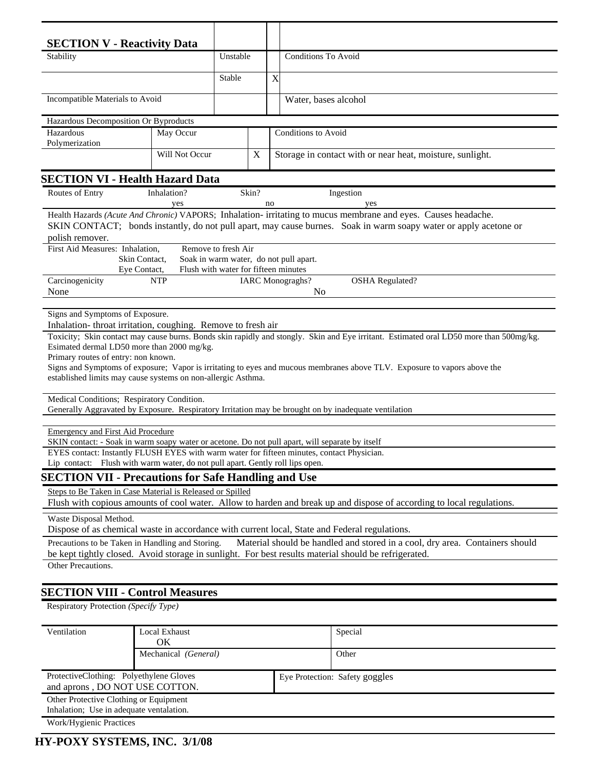## SECTION V - Reactivity Data

| | | | |
|---|---|---|---|
| Stability | Unstable | | Conditions To Avoid |
| | Stable | X | |
| Incompatible Materials to Avoid | | | Water, bases alcohol |

Hazardous Decomposition Or Byproducts

| | | | |
|---|---|---|---|
| Hazardous Polymerization | May Occur | | Conditions to Avoid |
| | Will Not Occur | X | Storage in contact with or near heat, moisture, sunlight. |

## SECTION VI - Health Hazard Data

| Routes of Entry | Inhalation? | Skin? | Ingestion |
|---|---|---|---|
| | yes | no | yes |

Health Hazards *(Acute And Chronic)* VAPORS; Inhalation- irritating to mucus membrane and eyes. Causes headache.
SKIN CONTACT; bonds instantly, do not pull apart, may cause burnes. Soak in warm soapy water or apply acetone or polish remover.

First Aid Measures: Inhalation, Remove to fresh Air
Skin Contact, Soak in warm water, do not pull apart.
Eye Contact, Flush with water for fifteen minutes

| Carcinogenicity | NTP | IARC Monograghs? | OSHA Regulated? |
|---|---|---|---|
| None | | No | |

Signs and Symptoms of Exposure.
Inhalation- throat irritation, coughing. Remove to fresh air

Toxicity; Skin contact may cause burns. Bonds skin rapidly and stongly. Skin and Eye irritant. Estimated oral LD50 more than 500mg/kg. Esimated dermal LD50 more than 2000 mg/kg.
Primary routes of entry: non known.
Signs and Symptoms of exposure; Vapor is irritating to eyes and mucous membranes above TLV. Exposure to vapors above the established limits may cause systems on non-allergic Asthma.

Medical Conditions; Respiratory Condition.
Generally Aggravated by Exposure. Respiratory Irritation may be brought on by inadequate ventilation

Emergency and First Aid Procedure
SKIN contact: - Soak in warm soapy water or acetone. Do not pull apart, will separate by itself
EYES contact: Instantly FLUSH EYES with warm water for fifteen minutes, contact Physician.
Lip contact: Flush with warm water, do not pull apart. Gently roll lips open.

## SECTION VII - Precautions for Safe Handling and Use

Steps to Be Taken in Case Material is Released or Spilled
Flush with copious amounts of cool water. Allow to harden and break up and dispose of according to local regulations.

Waste Disposal Method.
Dispose of as chemical waste in accordance with current local, State and Federal regulations.

Precautions to be Taken in Handling and Storing. Material should be handled and stored in a cool, dry area. Containers should be kept tightly closed. Avoid storage in sunlight. For best results material should be refrigerated.

Other Precautions.

## SECTION VIII - Control Measures

Respiratory Protection *(Specify Type)*

| | | |
|---|---|---|
| Ventilation | Local Exhaust<br>OK | Special |
| | Mechanical *(General)* | Other |

| | |
|---|---|
| ProtectiveClothing: Polyethylene Gloves and aprons , DO NOT USE COTTON. | Eye Protection: Safety goggles |

Other Protective Clothing or Equipment
Inhalation; Use in adequate ventalation.

Work/Hygienic Practices

**HY-POXY SYSTEMS, INC. 3/1/08**